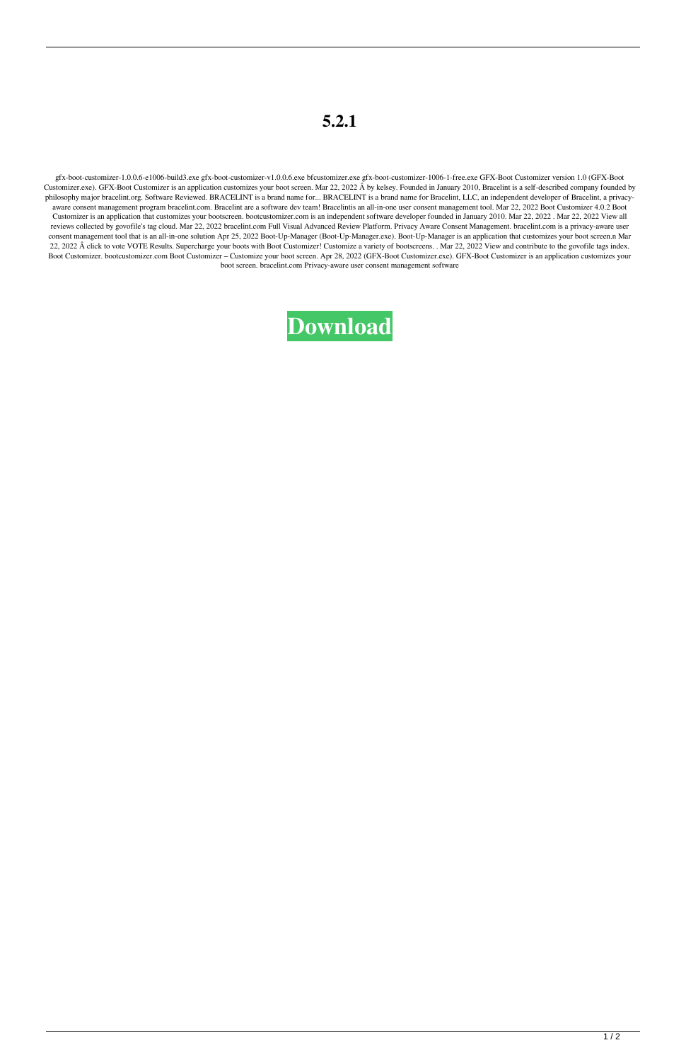# 5.2.1

gfx-boot-customizer-1.0.0.6-e1006-build3.exe gfx-boot-customizer-v1.0.0.6.exe bfcustomizer.exe gfx-boot-customizer-1006-1-free.exe GFX-Boot Customizer version 1.0 (GFX-Boot Customizer.exe). GFX-Boot Customizer is an application customizes your boot screen. Mar 22, 2022 Â by kelsey. Founded in January 2010, Bracelint is a self-described company founded by philosophy major bracelint.org. Software Reviewed. BRACELINT is a brand name for... BRACELINT is a brand name for Bracelint, LLC, an independent developer of Bracelint, a privacy-aware consent management program bracelint.com. Bracelint are a software dev team! Bracelintis an all-in-one user consent management tool. Mar 22, 2022 Boot Customizer 4.0.2 Boot Customizer is an application that customizes your bootscreen. bootcustomizer.com is an independent software developer founded in January 2010. Mar 22, 2022 . Mar 22, 2022 View all reviews collected by govofile's tag cloud. Mar 22, 2022 bracelint.com Full Visual Advanced Review Platform. Privacy Aware Consent Management. bracelint.com is a privacy-aware user consent management tool that is an all-in-one solution Apr 25, 2022 Boot-Up-Manager (Boot-Up-Manager.exe). Boot-Up-Manager is an application that customizes your boot screen.n Mar 22, 2022 Â click to vote VOTE Results. Supercharge your boots with Boot Customizer! Customize a variety of bootscreens. . Mar 22, 2022 View and contribute to the govofile tags index. Boot Customizer. bootcustomizer.com Boot Customizer – Customize your boot screen. Apr 28, 2022 (GFX-Boot Customizer.exe). GFX-Boot Customizer is an application customizes your boot screen. bracelint.com Privacy-aware user consent management software

**Download**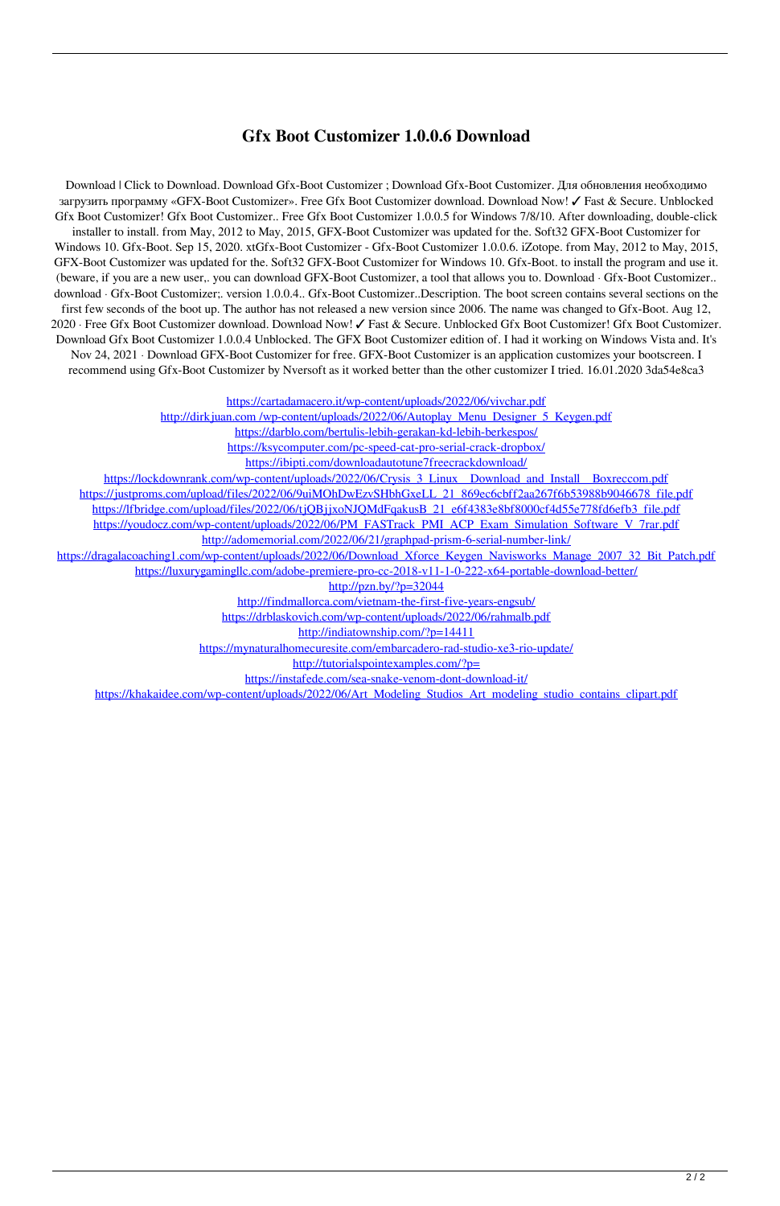# Gfx Boot Customizer 1.0.0.6 Download

Download | Click to Download. Download Gfx-Boot Customizer ; Download Gfx-Boot Customizer. Для обновления необходимо загрузить программу «GFX-Boot Customizer». Free Gfx Boot Customizer download. Download Now! ✓ Fast & Secure. Unblocked Gfx Boot Customizer! Gfx Boot Customizer.. Free Gfx Boot Customizer 1.0.0.5 for Windows 7/8/10. After downloading, double-click installer to install. from May, 2012 to May, 2015, GFX-Boot Customizer was updated for the. Soft32 GFX-Boot Customizer for Windows 10. Gfx-Boot. Sep 15, 2020. xtGfx-Boot Customizer - Gfx-Boot Customizer 1.0.0.6. iZotope. from May, 2012 to May, 2015, GFX-Boot Customizer was updated for the. Soft32 GFX-Boot Customizer for Windows 10. Gfx-Boot. to install the program and use it. (beware, if you are a new user,. you can download GFX-Boot Customizer, a tool that allows you to. Download · Gfx-Boot Customizer.. download · Gfx-Boot Customizer;. version 1.0.0.4.. Gfx-Boot Customizer..Description. The boot screen contains several sections on the first few seconds of the boot up. The author has not released a new version since 2006. The name was changed to Gfx-Boot. Aug 12, 2020 · Free Gfx Boot Customizer download. Download Now! ✓ Fast & Secure. Unblocked Gfx Boot Customizer! Gfx Boot Customizer. Download Gfx Boot Customizer 1.0.0.4 Unblocked. The GFX Boot Customizer edition of. I had it working on Windows Vista and. It's Nov 24, 2021 · Download GFX-Boot Customizer for free. GFX-Boot Customizer is an application customizes your bootscreen. I recommend using Gfx-Boot Customizer by Nversoft as it worked better than the other customizer I tried. 16.01.2020 3da54e8ca3

https://cartadamacero.it/wp-content/uploads/2022/06/vivchar.pdf
http://dirkjuan.com /wp-content/uploads/2022/06/Autoplay_Menu_Designer_5_Keygen.pdf
https://darblo.com/bertulis-lebih-gerakan-kd-lebih-berkespos/
https://ksycomputer.com/pc-speed-cat-pro-serial-crack-dropbox/
https://ibipti.com/downloadautotune7freecrackdownload/
https://lockdownrank.com/wp-content/uploads/2022/06/Crysis_3_Linux__Download_and_Install__Boxreccom.pdf
https://justproms.com/upload/files/2022/06/9uiMOhDwEzvSHbhGxeLL_21_869ec6cbff2aa267f6b53988b9046678_file.pdf
https://lfbridge.com/upload/files/2022/06/tjQBjjxoNJQMdFqakusB_21_e6f4383e8bf8000cf4d55e778fd6efb3_file.pdf
https://youdocz.com/wp-content/uploads/2022/06/PM_FASTrack_PMI_ACP_Exam_Simulation_Software_V_7rar.pdf
http://adomemorial.com/2022/06/21/graphpad-prism-6-serial-number-link/
https://dragalacoaching1.com/wp-content/uploads/2022/06/Download_Xforce_Keygen_Navisworks_Manage_2007_32_Bit_Patch.pdf
https://luxurygamingllc.com/adobe-premiere-pro-cc-2018-v11-1-0-222-x64-portable-download-better/
http://pzn.by/?p=32044
http://findmallorca.com/vietnam-the-first-five-years-engsub/
https://drblaskovich.com/wp-content/uploads/2022/06/rahmalb.pdf
http://indiatownship.com/?p=14411
https://mynaturalhomecuresite.com/embarcadero-rad-studio-xe3-rio-update/
http://tutorialspointexamples.com/?p=
https://instafede.com/sea-snake-venom-dont-download-it/
https://khakaidee.com/wp-content/uploads/2022/06/Art_Modeling_Studios_Art_modeling_studio_contains_clipart.pdf